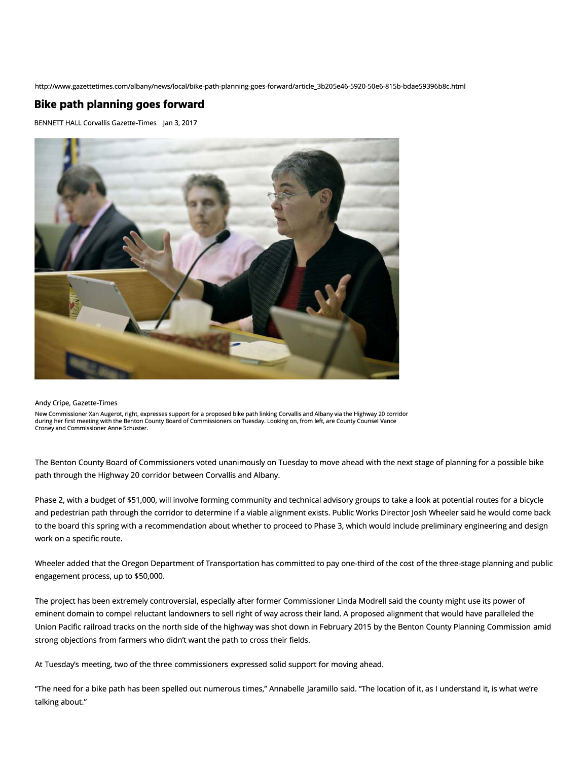http://www.gazettetimes.com/albany/news/local/bike-path-planning-goes-forward/article_3b205e46-5920-50e6-815b-bdae59396b8c.html

# Bike path planning goes forward

BENNETT HALL Corvallis Gazette-Times Jan 3, 2017

Andy Cripe, Gazette-Times

New Commissioner Xan Augerot, right, expresses support for a proposed bike path linking Corvallis and Albany via the Highway 20 corridor during her first meeting with the Benton County Board of Commissioners on Tuesday. Looking on, from left, are County Counsel Vance Croney and Commissioner Anne Schuster.

The Benton County Board of Commissioners voted unanimously on Tuesday to move ahead with the next stage of planning for a possible bike path through the Highway 20 corridor between Corvallis and Albany.

Phase 2, with a budget of $51,000, will involve forming community and technical advisory groups to take a look at potential routes for a bicycle and pedestrian path through the corridor to determine if a viable alignment exists. Public Works Director Josh Wheeler said he would come back to the board this spring with a recommendation about whether to proceed to Phase 3, which would include preliminary engineering and design work on a specific route.

Wheeler added that the Oregon Department of Transportation has committed to pay one-third of the cost of the three-stage planning and public engagement process, up to $50,000.

The project has been extremely controversial, especially after former Commissioner Linda Modrell said the county might use its power of eminent domain to compel reluctant landowners to sell right of way across their land. A proposed alignment that would have paralleled the Union Pacific railroad tracks on the north side of the highway was shot down in February 2015 by the Benton County Planning Commission amid strong objections from farmers who didn't want the path to cross their fields.

At Tuesday's meeting, two of the three commissioners expressed solid support for moving ahead.

"The need for a bike path has been spelled out numerous times," Annabelle Jaramillo said. "The location of it, as I understand it, is what we're talking about."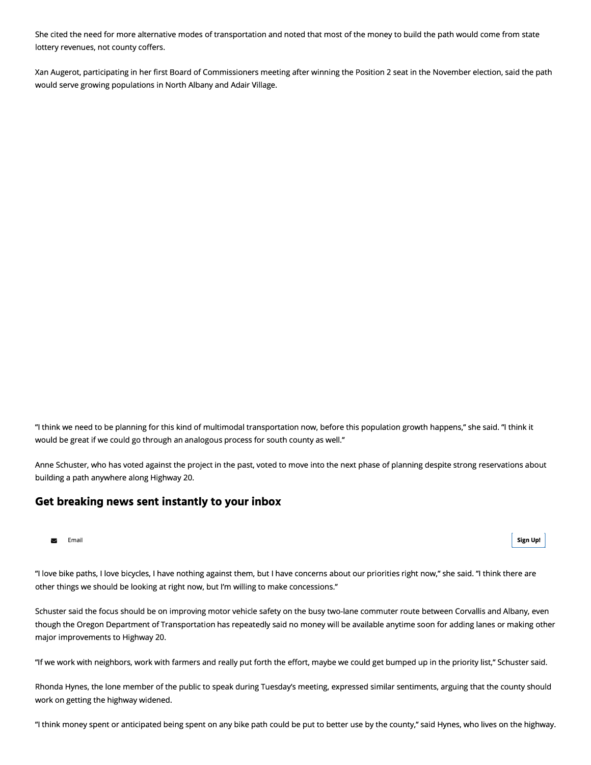She cited the need for more alternative modes of transportation and noted that most of the money to build the path would come from state lottery revenues, not county coffers.

Xan Augerot, participating in her first Board of Commissioners meeting after winning the Position 2 seat in the November election, said the path would serve growing populations in North Albany and Adair Village.

"I think we need to be planning for this kind of multimodal transportation now, before this population growth happens," she said. "I think it would be great if we could go through an analogous process for south county as well."

Anne Schuster, who has voted against the project in the past, voted to move into the next phase of planning despite strong reservations about building a path anywhere along Highway 20.

## Get breaking news sent instantly to your inbox

Email

**Sign Up!**

"I love bike paths, I love bicycles, I have nothing against them, but I have concerns about our priorities right now," she said. "I think there are other things we should be looking at right now, but I'm willing to make concessions."

Schuster said the focus should be on improving motor vehicle safety on the busy two-lane commuter route between Corvallis and Albany, even though the Oregon Department of Transportation has repeatedly said no money will be available anytime soon for adding lanes or making other major improvements to Highway 20.

"If we work with neighbors, work with farmers and really put forth the effort, maybe we could get bumped up in the priority list," Schuster said.

Rhonda Hynes, the lone member of the public to speak during Tuesday's meeting, expressed similar sentiments, arguing that the county should work on getting the highway widened.

"I think money spent or anticipated being spent on any bike path could be put to better use by the county," said Hynes, who lives on the highway.